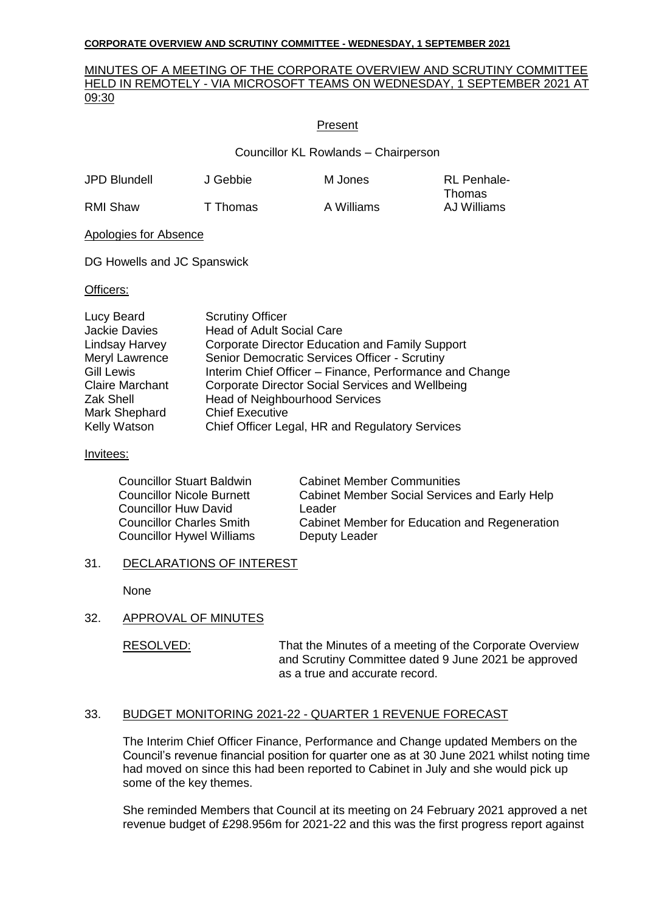**CORPORATE OVERVIEW AND SCRUTINY COMMITTEE - WEDNESDAY, 1 SEPTEMBER 2021**

MINUTES OF A MEETING OF THE CORPORATE OVERVIEW AND SCRUTINY COMMITTEE HELD IN REMOTELY - VIA MICROSOFT TEAMS ON WEDNESDAY, 1 SEPTEMBER 2021 AT 09:30

Present

Councillor KL Rowlands – Chairperson

| | | | |
|---|---|---|---|
| JPD Blundell | J Gebbie | M Jones | RL Penhale-Thomas |
| RMI Shaw | T Thomas | A Williams | AJ Williams |

Apologies for Absence

DG Howells and JC Spanswick

Officers:

| | |
|---|---|
| Lucy Beard | Scrutiny Officer |
| Jackie Davies | Head of Adult Social Care |
| Lindsay Harvey | Corporate Director Education and Family Support |
| Meryl Lawrence | Senior Democratic Services Officer - Scrutiny |
| Gill Lewis | Interim Chief Officer – Finance, Performance and Change |
| Claire Marchant | Corporate Director Social Services and Wellbeing |
| Zak Shell | Head of Neighbourhood Services |
| Mark Shephard | Chief Executive |
| Kelly Watson | Chief Officer Legal, HR and Regulatory Services |

Invitees:

| | |
|---|---|
| Councillor Stuart Baldwin | Cabinet Member Communities |
| Councillor Nicole Burnett | Cabinet Member Social Services and Early Help |
| Councillor Huw David | Leader |
| Councillor Charles Smith | Cabinet Member for Education and Regeneration |
| Councillor Hywel Williams | Deputy Leader |

31. DECLARATIONS OF INTEREST

None

32. APPROVAL OF MINUTES

RESOLVED: That the Minutes of a meeting of the Corporate Overview and Scrutiny Committee dated 9 June 2021 be approved as a true and accurate record.

33. BUDGET MONITORING 2021-22 - QUARTER 1 REVENUE FORECAST

The Interim Chief Officer Finance, Performance and Change updated Members on the Council's revenue financial position for quarter one as at 30 June 2021 whilst noting time had moved on since this had been reported to Cabinet in July and she would pick up some of the key themes.

She reminded Members that Council at its meeting on 24 February 2021 approved a net revenue budget of £298.956m for 2021-22 and this was the first progress report against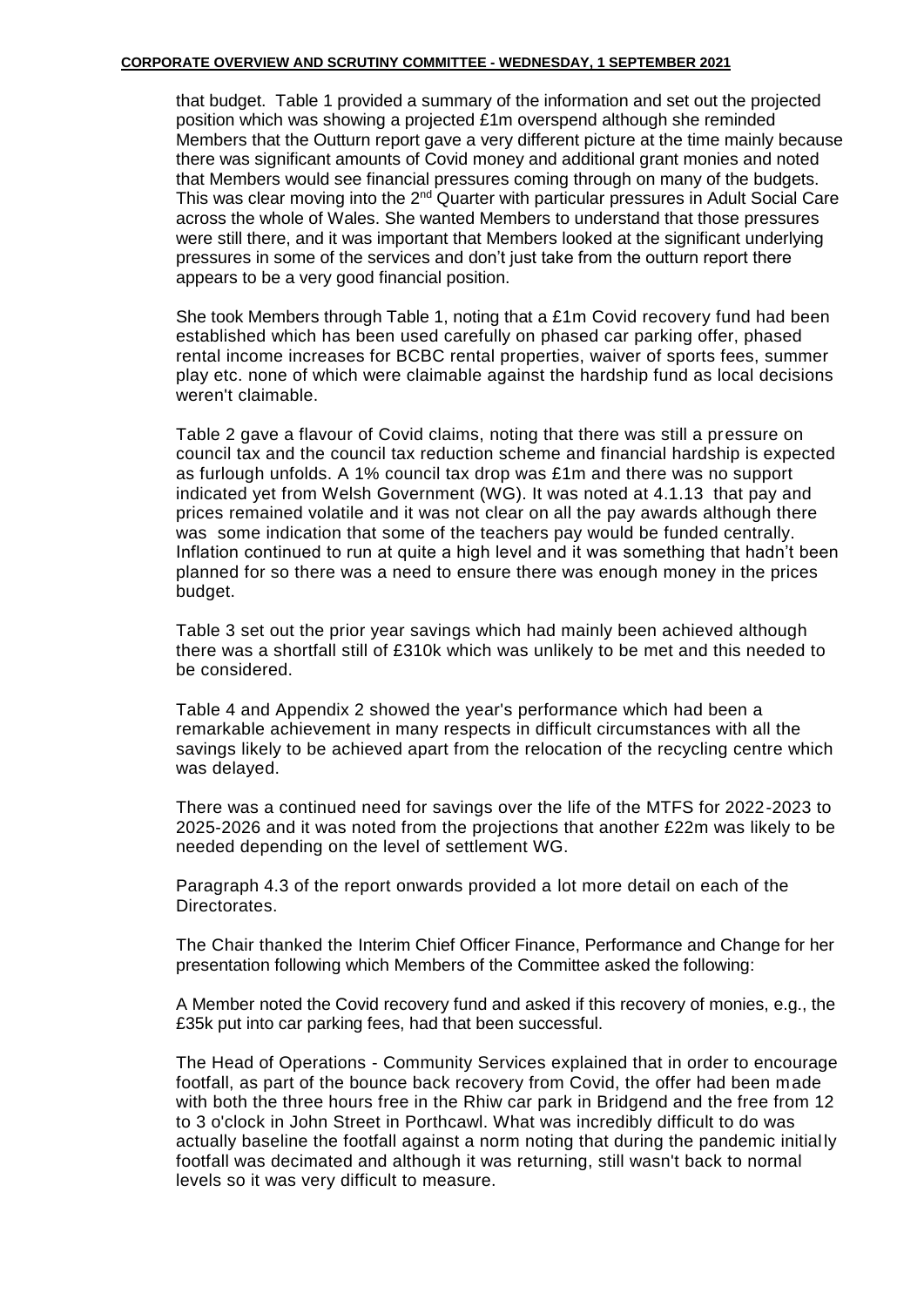that budget. Table 1 provided a summary of the information and set out the projected position which was showing a projected £1m overspend although she reminded Members that the Outturn report gave a very different picture at the time mainly because there was significant amounts of Covid money and additional grant monies and noted that Members would see financial pressures coming through on many of the budgets. This was clear moving into the 2nd Quarter with particular pressures in Adult Social Care across the whole of Wales. She wanted Members to understand that those pressures were still there, and it was important that Members looked at the significant underlying pressures in some of the services and don't just take from the outturn report there appears to be a very good financial position.

She took Members through Table 1, noting that a £1m Covid recovery fund had been established which has been used carefully on phased car parking offer, phased rental income increases for BCBC rental properties, waiver of sports fees, summer play etc. none of which were claimable against the hardship fund as local decisions weren't claimable.

Table 2 gave a flavour of Covid claims, noting that there was still a pressure on council tax and the council tax reduction scheme and financial hardship is expected as furlough unfolds. A 1% council tax drop was £1m and there was no support indicated yet from Welsh Government (WG). It was noted at 4.1.13 that pay and prices remained volatile and it was not clear on all the pay awards although there was some indication that some of the teachers pay would be funded centrally. Inflation continued to run at quite a high level and it was something that hadn't been planned for so there was a need to ensure there was enough money in the prices budget.

Table 3 set out the prior year savings which had mainly been achieved although there was a shortfall still of £310k which was unlikely to be met and this needed to be considered.

Table 4 and Appendix 2 showed the year's performance which had been a remarkable achievement in many respects in difficult circumstances with all the savings likely to be achieved apart from the relocation of the recycling centre which was delayed.

There was a continued need for savings over the life of the MTFS for 2022-2023 to 2025-2026 and it was noted from the projections that another £22m was likely to be needed depending on the level of settlement WG.

Paragraph 4.3 of the report onwards provided a lot more detail on each of the Directorates.

The Chair thanked the Interim Chief Officer Finance, Performance and Change for her presentation following which Members of the Committee asked the following:

A Member noted the Covid recovery fund and asked if this recovery of monies, e.g., the £35k put into car parking fees, had that been successful.

The Head of Operations - Community Services explained that in order to encourage footfall, as part of the bounce back recovery from Covid, the offer had been made with both the three hours free in the Rhiw car park in Bridgend and the free from 12 to 3 o'clock in John Street in Porthcawl. What was incredibly difficult to do was actually baseline the footfall against a norm noting that during the pandemic initially footfall was decimated and although it was returning, still wasn't back to normal levels so it was very difficult to measure.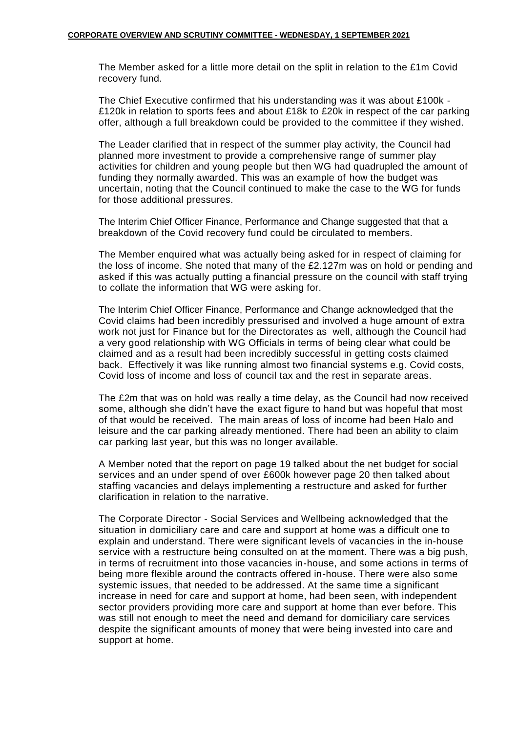The Member asked for a little more detail on the split in relation to the £1m Covid recovery fund.

The Chief Executive confirmed that his understanding was it was about £100k - £120k in relation to sports fees and about £18k to £20k in respect of the car parking offer, although a full breakdown could be provided to the committee if they wished.

The Leader clarified that in respect of the summer play activity, the Council had planned more investment to provide a comprehensive range of summer play activities for children and young people but then WG had quadrupled the amount of funding they normally awarded. This was an example of how the budget was uncertain, noting that the Council continued to make the case to the WG for funds for those additional pressures.

The Interim Chief Officer Finance, Performance and Change suggested that that a breakdown of the Covid recovery fund could be circulated to members.

The Member enquired what was actually being asked for in respect of claiming for the loss of income. She noted that many of the £2.127m was on hold or pending and asked if this was actually putting a financial pressure on the council with staff trying to collate the information that WG were asking for.

The Interim Chief Officer Finance, Performance and Change acknowledged that the Covid claims had been incredibly pressurised and involved a huge amount of extra work not just for Finance but for the Directorates as well, although the Council had a very good relationship with WG Officials in terms of being clear what could be claimed and as a result had been incredibly successful in getting costs claimed back. Effectively it was like running almost two financial systems e.g. Covid costs, Covid loss of income and loss of council tax and the rest in separate areas.

The £2m that was on hold was really a time delay, as the Council had now received some, although she didn't have the exact figure to hand but was hopeful that most of that would be received. The main areas of loss of income had been Halo and leisure and the car parking already mentioned. There had been an ability to claim car parking last year, but this was no longer available.

A Member noted that the report on page 19 talked about the net budget for social services and an under spend of over £600k however page 20 then talked about staffing vacancies and delays implementing a restructure and asked for further clarification in relation to the narrative.

The Corporate Director - Social Services and Wellbeing acknowledged that the situation in domiciliary care and care and support at home was a difficult one to explain and understand. There were significant levels of vacancies in the in-house service with a restructure being consulted on at the moment. There was a big push, in terms of recruitment into those vacancies in-house, and some actions in terms of being more flexible around the contracts offered in-house. There were also some systemic issues, that needed to be addressed. At the same time a significant increase in need for care and support at home, had been seen, with independent sector providers providing more care and support at home than ever before. This was still not enough to meet the need and demand for domiciliary care services despite the significant amounts of money that were being invested into care and support at home.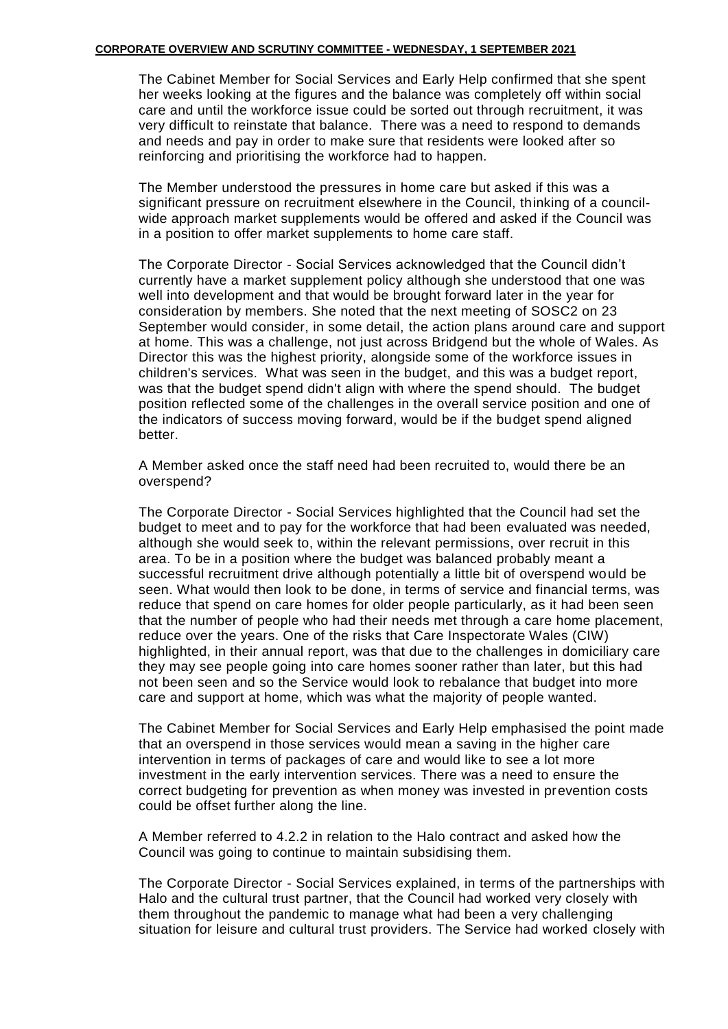The Cabinet Member for Social Services and Early Help confirmed that she spent her weeks looking at the figures and the balance was completely off within social care and until the workforce issue could be sorted out through recruitment, it was very difficult to reinstate that balance. There was a need to respond to demands and needs and pay in order to make sure that residents were looked after so reinforcing and prioritising the workforce had to happen.

The Member understood the pressures in home care but asked if this was a significant pressure on recruitment elsewhere in the Council, thinking of a council-wide approach market supplements would be offered and asked if the Council was in a position to offer market supplements to home care staff.

The Corporate Director - Social Services acknowledged that the Council didn't currently have a market supplement policy although she understood that one was well into development and that would be brought forward later in the year for consideration by members. She noted that the next meeting of SOSC2 on 23 September would consider, in some detail, the action plans around care and support at home. This was a challenge, not just across Bridgend but the whole of Wales. As Director this was the highest priority, alongside some of the workforce issues in children's services. What was seen in the budget, and this was a budget report, was that the budget spend didn't align with where the spend should. The budget position reflected some of the challenges in the overall service position and one of the indicators of success moving forward, would be if the budget spend aligned better.

A Member asked once the staff need had been recruited to, would there be an overspend?

The Corporate Director - Social Services highlighted that the Council had set the budget to meet and to pay for the workforce that had been evaluated was needed, although she would seek to, within the relevant permissions, over recruit in this area. To be in a position where the budget was balanced probably meant a successful recruitment drive although potentially a little bit of overspend would be seen. What would then look to be done, in terms of service and financial terms, was reduce that spend on care homes for older people particularly, as it had been seen that the number of people who had their needs met through a care home placement, reduce over the years. One of the risks that Care Inspectorate Wales (CIW) highlighted, in their annual report, was that due to the challenges in domiciliary care they may see people going into care homes sooner rather than later, but this had not been seen and so the Service would look to rebalance that budget into more care and support at home, which was what the majority of people wanted.

The Cabinet Member for Social Services and Early Help emphasised the point made that an overspend in those services would mean a saving in the higher care intervention in terms of packages of care and would like to see a lot more investment in the early intervention services. There was a need to ensure the correct budgeting for prevention as when money was invested in prevention costs could be offset further along the line.

A Member referred to 4.2.2 in relation to the Halo contract and asked how the Council was going to continue to maintain subsidising them.

The Corporate Director - Social Services explained, in terms of the partnerships with Halo and the cultural trust partner, that the Council had worked very closely with them throughout the pandemic to manage what had been a very challenging situation for leisure and cultural trust providers. The Service had worked closely with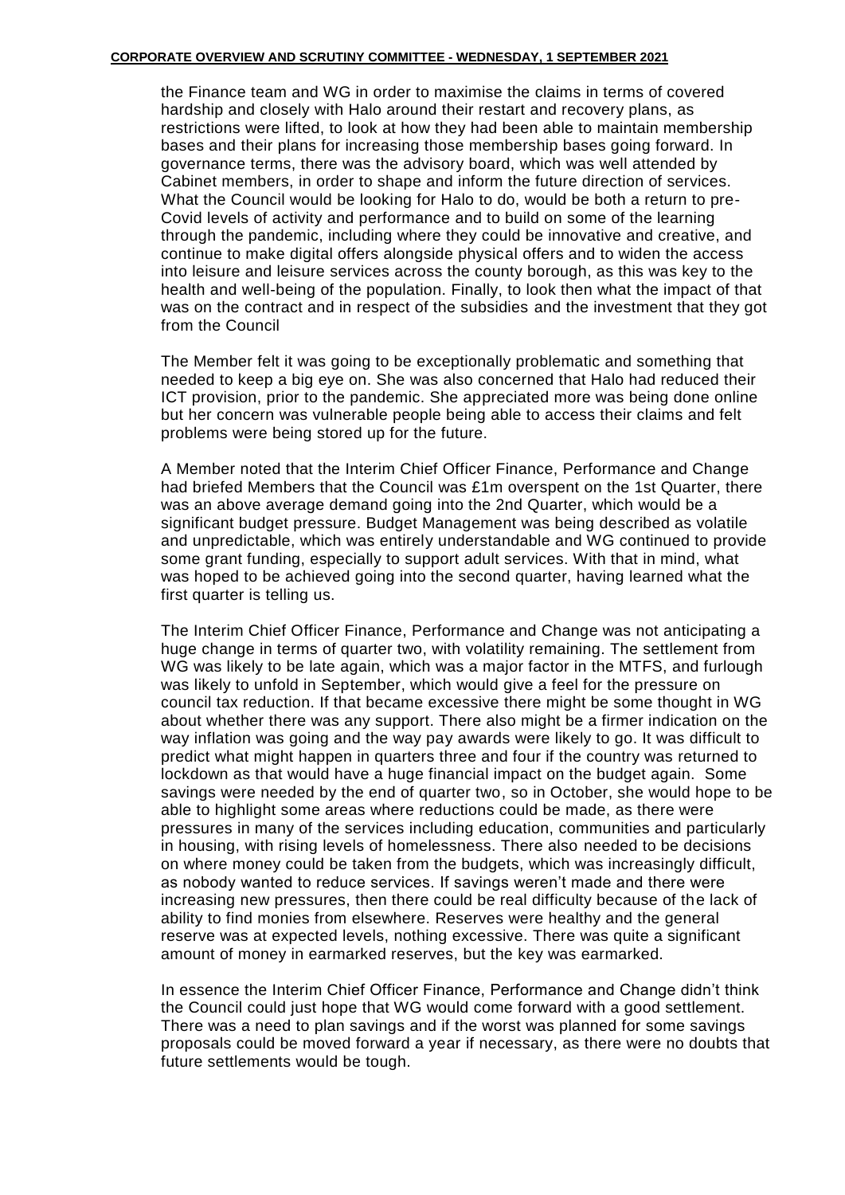the Finance team and WG in order to maximise the claims in terms of covered hardship and closely with Halo around their restart and recovery plans, as restrictions were lifted, to look at how they had been able to maintain membership bases and their plans for increasing those membership bases going forward. In governance terms, there was the advisory board, which was well attended by Cabinet members, in order to shape and inform the future direction of services. What the Council would be looking for Halo to do, would be both a return to pre-Covid levels of activity and performance and to build on some of the learning through the pandemic, including where they could be innovative and creative, and continue to make digital offers alongside physical offers and to widen the access into leisure and leisure services across the county borough, as this was key to the health and well-being of the population. Finally, to look then what the impact of that was on the contract and in respect of the subsidies and the investment that they got from the Council

The Member felt it was going to be exceptionally problematic and something that needed to keep a big eye on. She was also concerned that Halo had reduced their ICT provision, prior to the pandemic. She appreciated more was being done online but her concern was vulnerable people being able to access their claims and felt problems were being stored up for the future.

A Member noted that the Interim Chief Officer Finance, Performance and Change had briefed Members that the Council was £1m overspent on the 1st Quarter, there was an above average demand going into the 2nd Quarter, which would be a significant budget pressure. Budget Management was being described as volatile and unpredictable, which was entirely understandable and WG continued to provide some grant funding, especially to support adult services. With that in mind, what was hoped to be achieved going into the second quarter, having learned what the first quarter is telling us.

The Interim Chief Officer Finance, Performance and Change was not anticipating a huge change in terms of quarter two, with volatility remaining. The settlement from WG was likely to be late again, which was a major factor in the MTFS, and furlough was likely to unfold in September, which would give a feel for the pressure on council tax reduction. If that became excessive there might be some thought in WG about whether there was any support. There also might be a firmer indication on the way inflation was going and the way pay awards were likely to go. It was difficult to predict what might happen in quarters three and four if the country was returned to lockdown as that would have a huge financial impact on the budget again. Some savings were needed by the end of quarter two, so in October, she would hope to be able to highlight some areas where reductions could be made, as there were pressures in many of the services including education, communities and particularly in housing, with rising levels of homelessness. There also needed to be decisions on where money could be taken from the budgets, which was increasingly difficult, as nobody wanted to reduce services. If savings weren't made and there were increasing new pressures, then there could be real difficulty because of the lack of ability to find monies from elsewhere. Reserves were healthy and the general reserve was at expected levels, nothing excessive. There was quite a significant amount of money in earmarked reserves, but the key was earmarked.

In essence the Interim Chief Officer Finance, Performance and Change didn't think the Council could just hope that WG would come forward with a good settlement. There was a need to plan savings and if the worst was planned for some savings proposals could be moved forward a year if necessary, as there were no doubts that future settlements would be tough.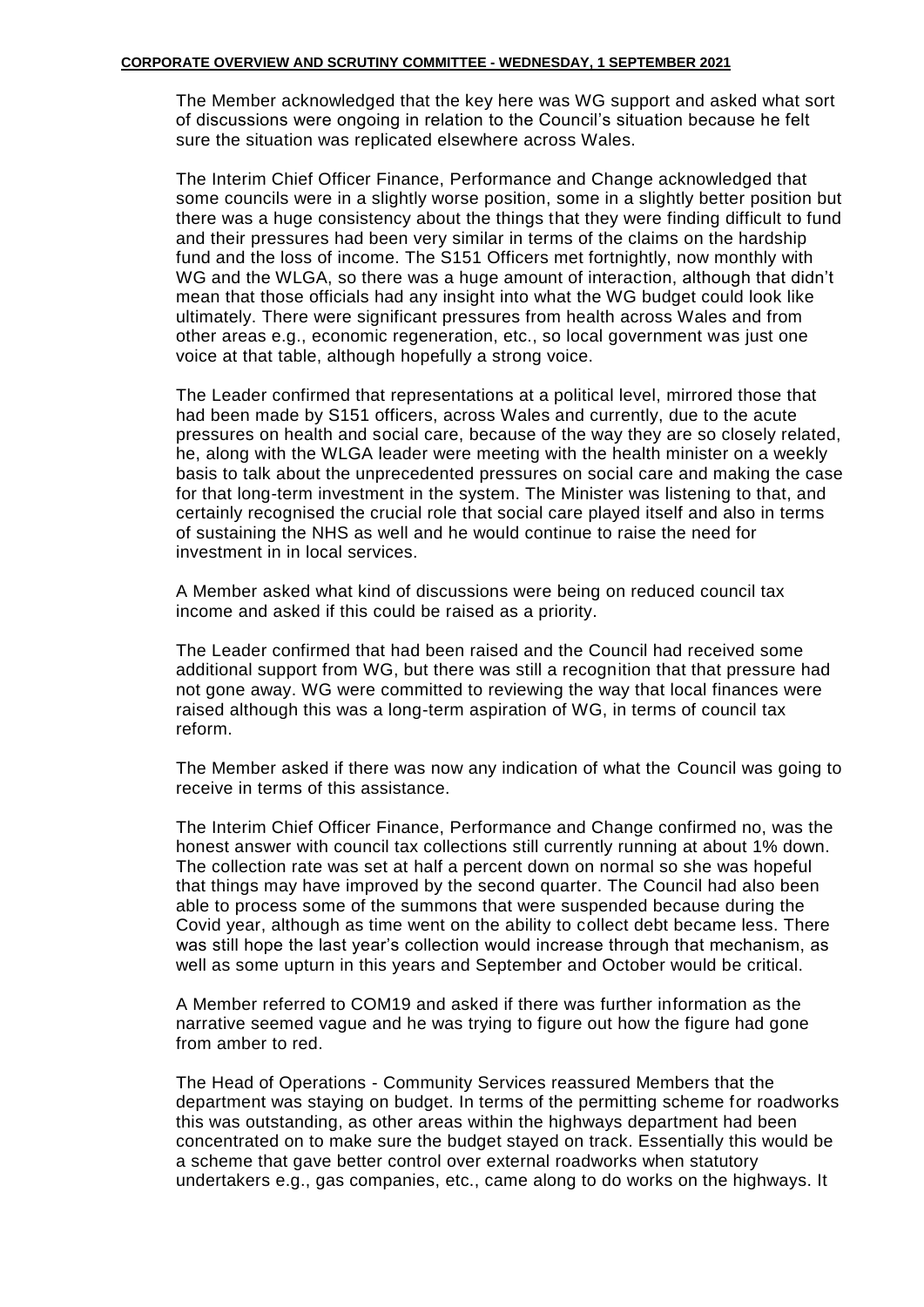The Member acknowledged that the key here was WG support and asked what sort of discussions were ongoing in relation to the Council's situation because he felt sure the situation was replicated elsewhere across Wales.

The Interim Chief Officer Finance, Performance and Change acknowledged that some councils were in a slightly worse position, some in a slightly better position but there was a huge consistency about the things that they were finding difficult to fund and their pressures had been very similar in terms of the claims on the hardship fund and the loss of income. The S151 Officers met fortnightly, now monthly with WG and the WLGA, so there was a huge amount of interaction, although that didn't mean that those officials had any insight into what the WG budget could look like ultimately. There were significant pressures from health across Wales and from other areas e.g., economic regeneration, etc., so local government was just one voice at that table, although hopefully a strong voice.

The Leader confirmed that representations at a political level, mirrored those that had been made by S151 officers, across Wales and currently, due to the acute pressures on health and social care, because of the way they are so closely related, he, along with the WLGA leader were meeting with the health minister on a weekly basis to talk about the unprecedented pressures on social care and making the case for that long-term investment in the system. The Minister was listening to that, and certainly recognised the crucial role that social care played itself and also in terms of sustaining the NHS as well and he would continue to raise the need for investment in in local services.

A Member asked what kind of discussions were being on reduced council tax income and asked if this could be raised as a priority.

The Leader confirmed that had been raised and the Council had received some additional support from WG, but there was still a recognition that that pressure had not gone away. WG were committed to reviewing the way that local finances were raised although this was a long-term aspiration of WG, in terms of council tax reform.

The Member asked if there was now any indication of what the Council was going to receive in terms of this assistance.

The Interim Chief Officer Finance, Performance and Change confirmed no, was the honest answer with council tax collections still currently running at about 1% down. The collection rate was set at half a percent down on normal so she was hopeful that things may have improved by the second quarter. The Council had also been able to process some of the summons that were suspended because during the Covid year, although as time went on the ability to collect debt became less. There was still hope the last year's collection would increase through that mechanism, as well as some upturn in this years and September and October would be critical.

A Member referred to COM19 and asked if there was further information as the narrative seemed vague and he was trying to figure out how the figure had gone from amber to red.

The Head of Operations - Community Services reassured Members that the department was staying on budget. In terms of the permitting scheme for roadworks this was outstanding, as other areas within the highways department had been concentrated on to make sure the budget stayed on track. Essentially this would be a scheme that gave better control over external roadworks when statutory undertakers e.g., gas companies, etc., came along to do works on the highways. It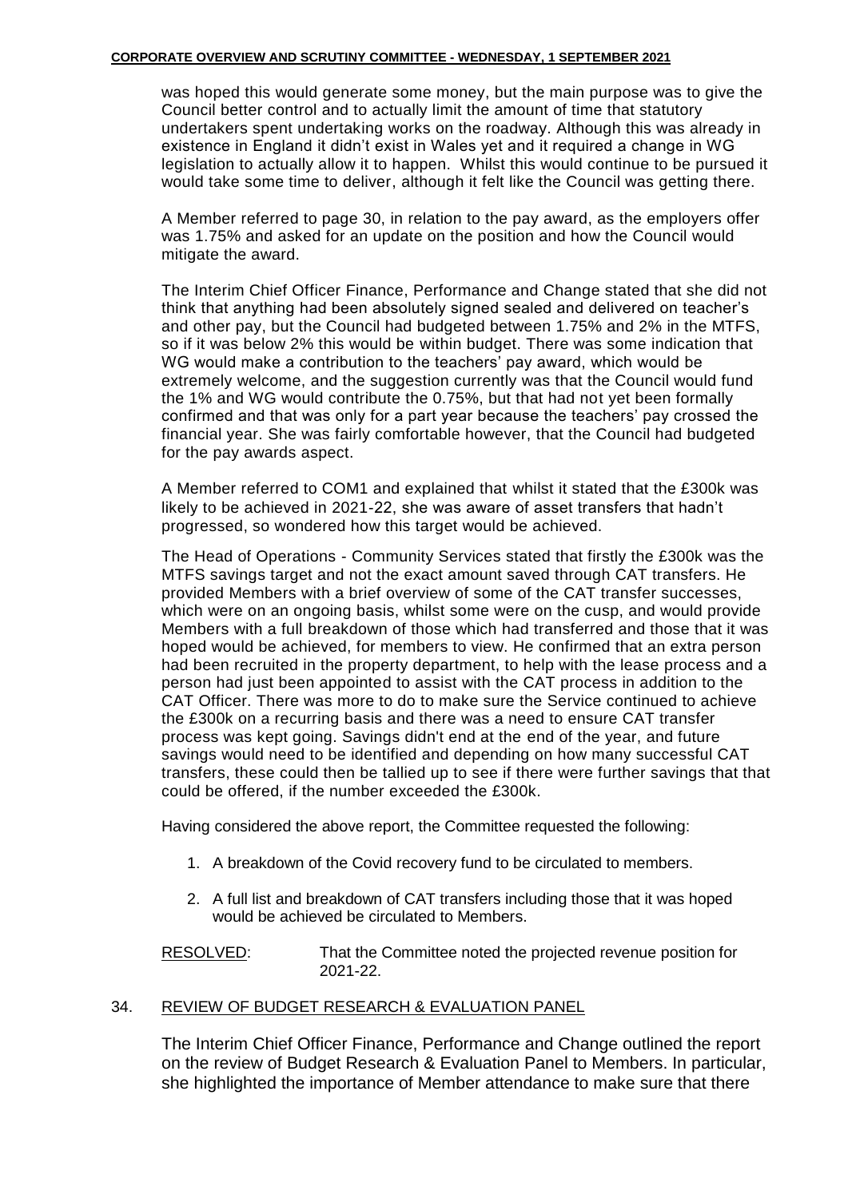was hoped this would generate some money, but the main purpose was to give the Council better control and to actually limit the amount of time that statutory undertakers spent undertaking works on the roadway. Although this was already in existence in England it didn't exist in Wales yet and it required a change in WG legislation to actually allow it to happen. Whilst this would continue to be pursued it would take some time to deliver, although it felt like the Council was getting there.

A Member referred to page 30, in relation to the pay award, as the employers offer was 1.75% and asked for an update on the position and how the Council would mitigate the award.

The Interim Chief Officer Finance, Performance and Change stated that she did not think that anything had been absolutely signed sealed and delivered on teacher's and other pay, but the Council had budgeted between 1.75% and 2% in the MTFS, so if it was below 2% this would be within budget. There was some indication that WG would make a contribution to the teachers' pay award, which would be extremely welcome, and the suggestion currently was that the Council would fund the 1% and WG would contribute the 0.75%, but that had not yet been formally confirmed and that was only for a part year because the teachers' pay crossed the financial year. She was fairly comfortable however, that the Council had budgeted for the pay awards aspect.

A Member referred to COM1 and explained that whilst it stated that the £300k was likely to be achieved in 2021-22, she was aware of asset transfers that hadn't progressed, so wondered how this target would be achieved.

The Head of Operations - Community Services stated that firstly the £300k was the MTFS savings target and not the exact amount saved through CAT transfers. He provided Members with a brief overview of some of the CAT transfer successes, which were on an ongoing basis, whilst some were on the cusp, and would provide Members with a full breakdown of those which had transferred and those that it was hoped would be achieved, for members to view. He confirmed that an extra person had been recruited in the property department, to help with the lease process and a person had just been appointed to assist with the CAT process in addition to the CAT Officer. There was more to do to make sure the Service continued to achieve the £300k on a recurring basis and there was a need to ensure CAT transfer process was kept going. Savings didn't end at the end of the year, and future savings would need to be identified and depending on how many successful CAT transfers, these could then be tallied up to see if there were further savings that that could be offered, if the number exceeded the £300k.

Having considered the above report, the Committee requested the following:

1. A breakdown of the Covid recovery fund to be circulated to members.
2. A full list and breakdown of CAT transfers including those that it was hoped would be achieved be circulated to Members.

RESOLVED: That the Committee noted the projected revenue position for 2021-22.

## 34. REVIEW OF BUDGET RESEARCH & EVALUATION PANEL

The Interim Chief Officer Finance, Performance and Change outlined the report on the review of Budget Research & Evaluation Panel to Members. In particular, she highlighted the importance of Member attendance to make sure that there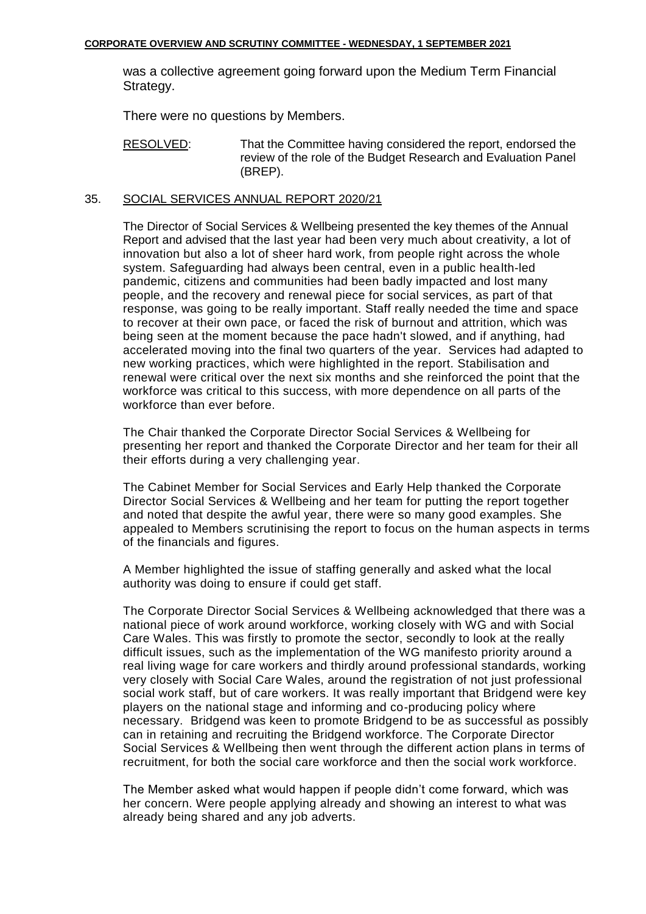was a collective agreement going forward upon the Medium Term Financial Strategy.

There were no questions by Members.

RESOLVED: That the Committee having considered the report, endorsed the review of the role of the Budget Research and Evaluation Panel (BREP).

## 35. SOCIAL SERVICES ANNUAL REPORT 2020/21

The Director of Social Services & Wellbeing presented the key themes of the Annual Report and advised that the last year had been very much about creativity, a lot of innovation but also a lot of sheer hard work, from people right across the whole system. Safeguarding had always been central, even in a public health-led pandemic, citizens and communities had been badly impacted and lost many people, and the recovery and renewal piece for social services, as part of that response, was going to be really important. Staff really needed the time and space to recover at their own pace, or faced the risk of burnout and attrition, which was being seen at the moment because the pace hadn't slowed, and if anything, had accelerated moving into the final two quarters of the year. Services had adapted to new working practices, which were highlighted in the report. Stabilisation and renewal were critical over the next six months and she reinforced the point that the workforce was critical to this success, with more dependence on all parts of the workforce than ever before.

The Chair thanked the Corporate Director Social Services & Wellbeing for presenting her report and thanked the Corporate Director and her team for their all their efforts during a very challenging year.

The Cabinet Member for Social Services and Early Help thanked the Corporate Director Social Services & Wellbeing and her team for putting the report together and noted that despite the awful year, there were so many good examples. She appealed to Members scrutinising the report to focus on the human aspects in terms of the financials and figures.

A Member highlighted the issue of staffing generally and asked what the local authority was doing to ensure if could get staff.

The Corporate Director Social Services & Wellbeing acknowledged that there was a national piece of work around workforce, working closely with WG and with Social Care Wales. This was firstly to promote the sector, secondly to look at the really difficult issues, such as the implementation of the WG manifesto priority around a real living wage for care workers and thirdly around professional standards, working very closely with Social Care Wales, around the registration of not just professional social work staff, but of care workers. It was really important that Bridgend were key players on the national stage and informing and co-producing policy where necessary. Bridgend was keen to promote Bridgend to be as successful as possibly can in retaining and recruiting the Bridgend workforce. The Corporate Director Social Services & Wellbeing then went through the different action plans in terms of recruitment, for both the social care workforce and then the social work workforce.

The Member asked what would happen if people didn't come forward, which was her concern. Were people applying already and showing an interest to what was already being shared and any job adverts.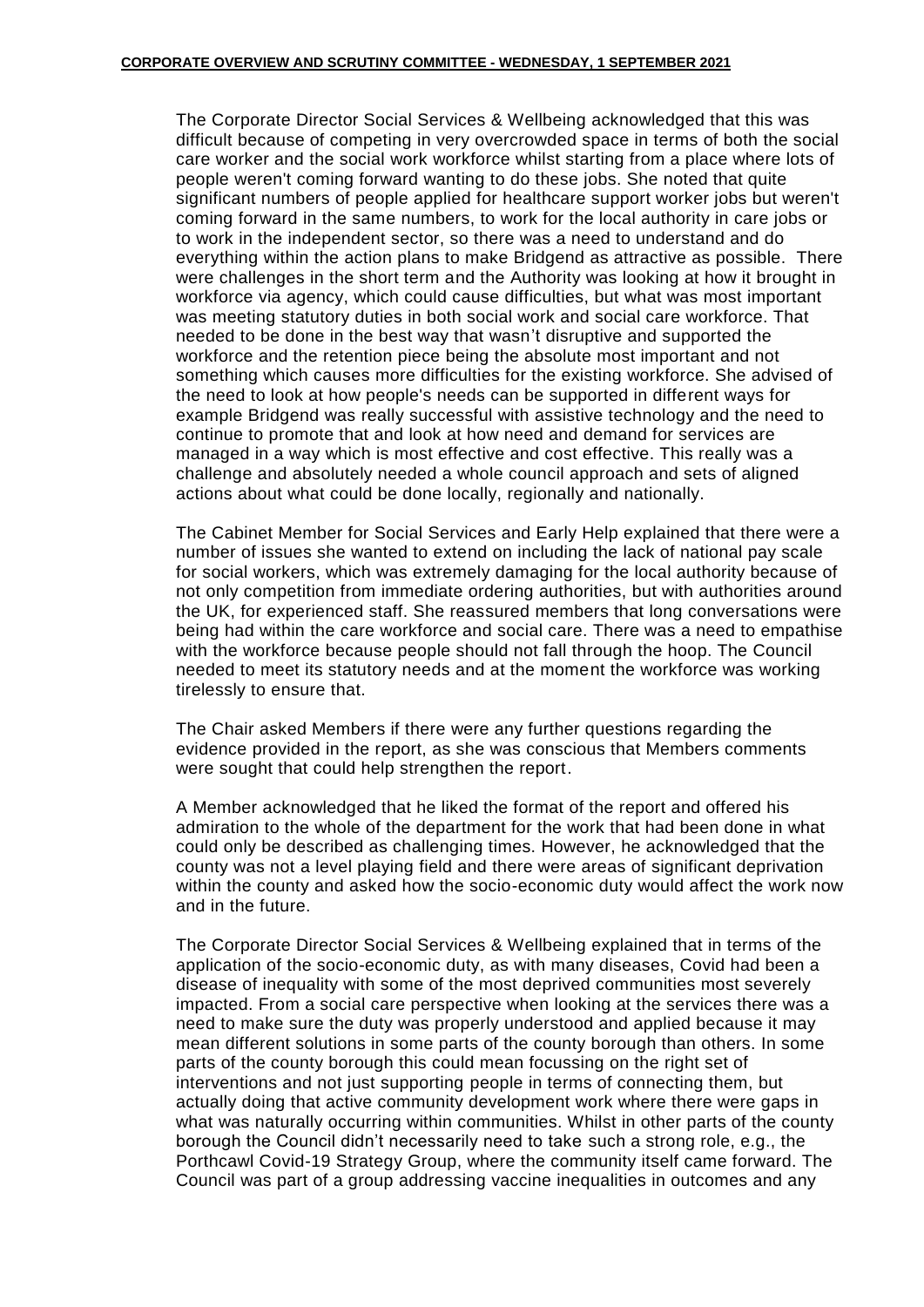The Corporate Director Social Services & Wellbeing acknowledged that this was difficult because of competing in very overcrowded space in terms of both the social care worker and the social work workforce whilst starting from a place where lots of people weren't coming forward wanting to do these jobs. She noted that quite significant numbers of people applied for healthcare support worker jobs but weren't coming forward in the same numbers, to work for the local authority in care jobs or to work in the independent sector, so there was a need to understand and do everything within the action plans to make Bridgend as attractive as possible. There were challenges in the short term and the Authority was looking at how it brought in workforce via agency, which could cause difficulties, but what was most important was meeting statutory duties in both social work and social care workforce. That needed to be done in the best way that wasn't disruptive and supported the workforce and the retention piece being the absolute most important and not something which causes more difficulties for the existing workforce. She advised of the need to look at how people's needs can be supported in different ways for example Bridgend was really successful with assistive technology and the need to continue to promote that and look at how need and demand for services are managed in a way which is most effective and cost effective. This really was a challenge and absolutely needed a whole council approach and sets of aligned actions about what could be done locally, regionally and nationally.

The Cabinet Member for Social Services and Early Help explained that there were a number of issues she wanted to extend on including the lack of national pay scale for social workers, which was extremely damaging for the local authority because of not only competition from immediate ordering authorities, but with authorities around the UK, for experienced staff. She reassured members that long conversations were being had within the care workforce and social care. There was a need to empathise with the workforce because people should not fall through the hoop. The Council needed to meet its statutory needs and at the moment the workforce was working tirelessly to ensure that.

The Chair asked Members if there were any further questions regarding the evidence provided in the report, as she was conscious that Members comments were sought that could help strengthen the report.

A Member acknowledged that he liked the format of the report and offered his admiration to the whole of the department for the work that had been done in what could only be described as challenging times. However, he acknowledged that the county was not a level playing field and there were areas of significant deprivation within the county and asked how the socio-economic duty would affect the work now and in the future.

The Corporate Director Social Services & Wellbeing explained that in terms of the application of the socio-economic duty, as with many diseases, Covid had been a disease of inequality with some of the most deprived communities most severely impacted. From a social care perspective when looking at the services there was a need to make sure the duty was properly understood and applied because it may mean different solutions in some parts of the county borough than others. In some parts of the county borough this could mean focussing on the right set of interventions and not just supporting people in terms of connecting them, but actually doing that active community development work where there were gaps in what was naturally occurring within communities. Whilst in other parts of the county borough the Council didn't necessarily need to take such a strong role, e.g., the Porthcawl Covid-19 Strategy Group, where the community itself came forward. The Council was part of a group addressing vaccine inequalities in outcomes and any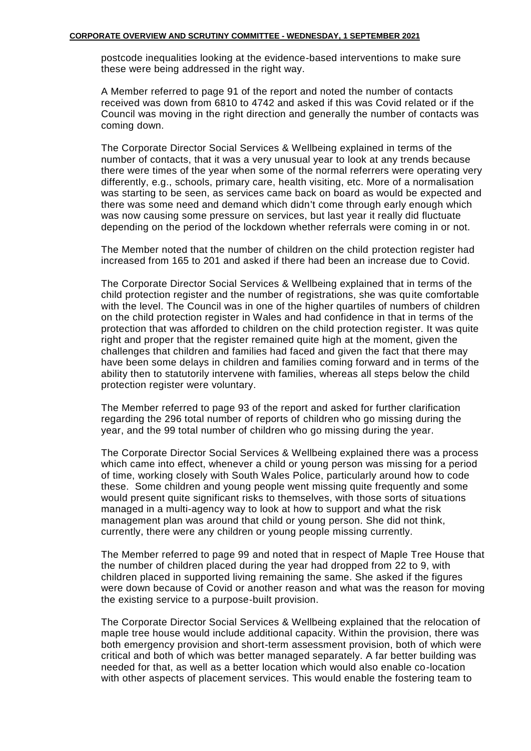postcode inequalities looking at the evidence-based interventions to make sure these were being addressed in the right way.

A Member referred to page 91 of the report and noted the number of contacts received was down from 6810 to 4742 and asked if this was Covid related or if the Council was moving in the right direction and generally the number of contacts was coming down.

The Corporate Director Social Services & Wellbeing explained in terms of the number of contacts, that it was a very unusual year to look at any trends because there were times of the year when some of the normal referrers were operating very differently, e.g., schools, primary care, health visiting, etc. More of a normalisation was starting to be seen, as services came back on board as would be expected and there was some need and demand which didn't come through early enough which was now causing some pressure on services, but last year it really did fluctuate depending on the period of the lockdown whether referrals were coming in or not.

The Member noted that the number of children on the child protection register had increased from 165 to 201 and asked if there had been an increase due to Covid.

The Corporate Director Social Services & Wellbeing explained that in terms of the child protection register and the number of registrations, she was quite comfortable with the level. The Council was in one of the higher quartiles of numbers of children on the child protection register in Wales and had confidence in that in terms of the protection that was afforded to children on the child protection register. It was quite right and proper that the register remained quite high at the moment, given the challenges that children and families had faced and given the fact that there may have been some delays in children and families coming forward and in terms of the ability then to statutorily intervene with families, whereas all steps below the child protection register were voluntary.

The Member referred to page 93 of the report and asked for further clarification regarding the 296 total number of reports of children who go missing during the year, and the 99 total number of children who go missing during the year.

The Corporate Director Social Services & Wellbeing explained there was a process which came into effect, whenever a child or young person was missing for a period of time, working closely with South Wales Police, particularly around how to code these. Some children and young people went missing quite frequently and some would present quite significant risks to themselves, with those sorts of situations managed in a multi-agency way to look at how to support and what the risk management plan was around that child or young person. She did not think, currently, there were any children or young people missing currently.

The Member referred to page 99 and noted that in respect of Maple Tree House that the number of children placed during the year had dropped from 22 to 9, with children placed in supported living remaining the same. She asked if the figures were down because of Covid or another reason and what was the reason for moving the existing service to a purpose-built provision.

The Corporate Director Social Services & Wellbeing explained that the relocation of maple tree house would include additional capacity. Within the provision, there was both emergency provision and short-term assessment provision, both of which were critical and both of which was better managed separately. A far better building was needed for that, as well as a better location which would also enable co-location with other aspects of placement services. This would enable the fostering team to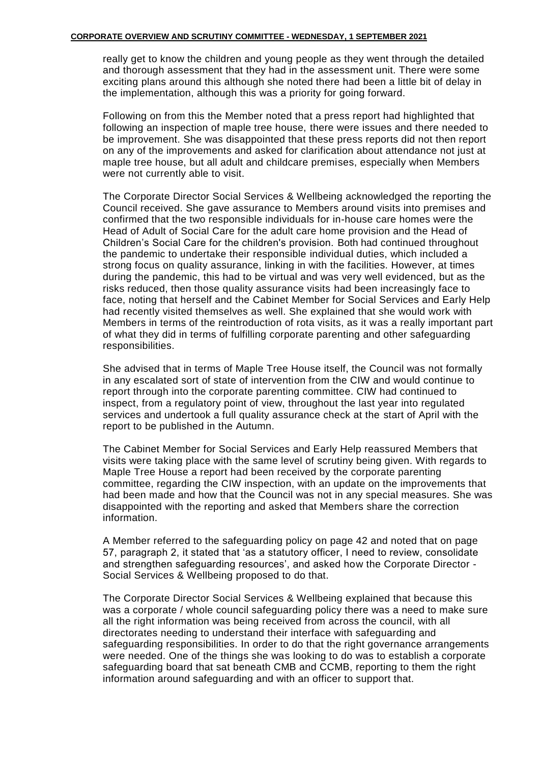really get to know the children and young people as they went through the detailed and thorough assessment that they had in the assessment unit. There were some exciting plans around this although she noted there had been a little bit of delay in the implementation, although this was a priority for going forward.

Following on from this the Member noted that a press report had highlighted that following an inspection of maple tree house, there were issues and there needed to be improvement. She was disappointed that these press reports did not then report on any of the improvements and asked for clarification about attendance not just at maple tree house, but all adult and childcare premises, especially when Members were not currently able to visit.

The Corporate Director Social Services & Wellbeing acknowledged the reporting the Council received. She gave assurance to Members around visits into premises and confirmed that the two responsible individuals for in-house care homes were the Head of Adult of Social Care for the adult care home provision and the Head of Children's Social Care for the children's provision. Both had continued throughout the pandemic to undertake their responsible individual duties, which included a strong focus on quality assurance, linking in with the facilities. However, at times during the pandemic, this had to be virtual and was very well evidenced, but as the risks reduced, then those quality assurance visits had been increasingly face to face, noting that herself and the Cabinet Member for Social Services and Early Help had recently visited themselves as well. She explained that she would work with Members in terms of the reintroduction of rota visits, as it was a really important part of what they did in terms of fulfilling corporate parenting and other safeguarding responsibilities.

She advised that in terms of Maple Tree House itself, the Council was not formally in any escalated sort of state of intervention from the CIW and would continue to report through into the corporate parenting committee. CIW had continued to inspect, from a regulatory point of view, throughout the last year into regulated services and undertook a full quality assurance check at the start of April with the report to be published in the Autumn.

The Cabinet Member for Social Services and Early Help reassured Members that visits were taking place with the same level of scrutiny being given. With regards to Maple Tree House a report had been received by the corporate parenting committee, regarding the CIW inspection, with an update on the improvements that had been made and how that the Council was not in any special measures. She was disappointed with the reporting and asked that Members share the correction information.

A Member referred to the safeguarding policy on page 42 and noted that on page 57, paragraph 2, it stated that 'as a statutory officer, I need to review, consolidate and strengthen safeguarding resources', and asked how the Corporate Director - Social Services & Wellbeing proposed to do that.

The Corporate Director Social Services & Wellbeing explained that because this was a corporate / whole council safeguarding policy there was a need to make sure all the right information was being received from across the council, with all directorates needing to understand their interface with safeguarding and safeguarding responsibilities. In order to do that the right governance arrangements were needed. One of the things she was looking to do was to establish a corporate safeguarding board that sat beneath CMB and CCMB, reporting to them the right information around safeguarding and with an officer to support that.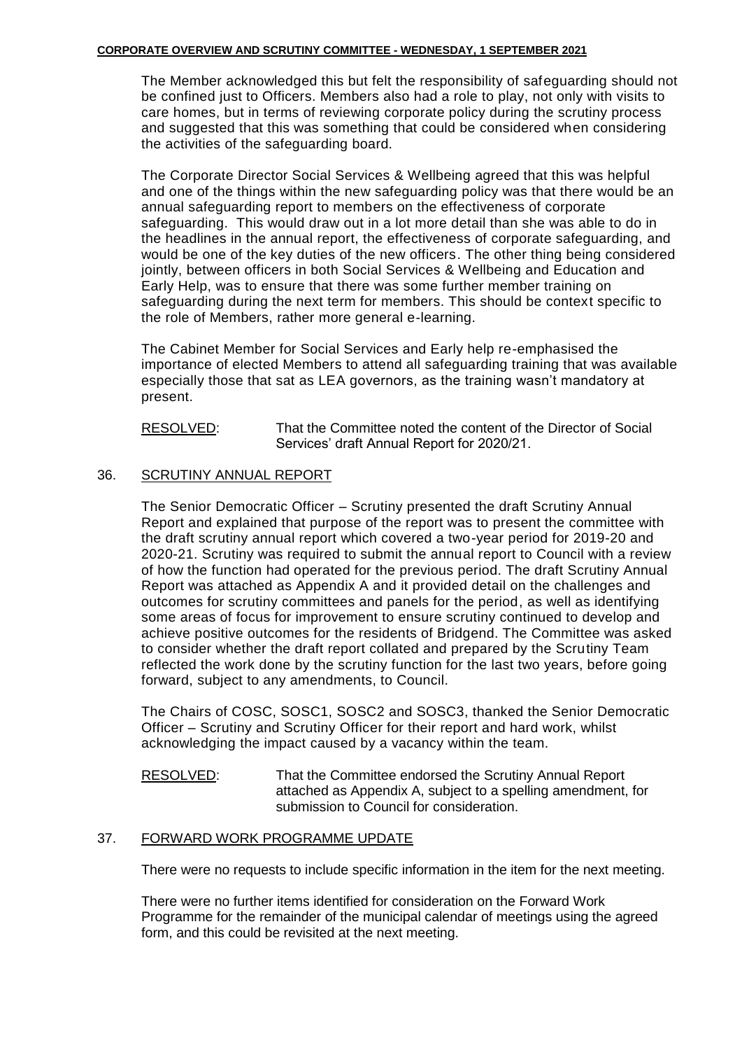The Member acknowledged this but felt the responsibility of safeguarding should not be confined just to Officers. Members also had a role to play, not only with visits to care homes, but in terms of reviewing corporate policy during the scrutiny process and suggested that this was something that could be considered when considering the activities of the safeguarding board.

The Corporate Director Social Services & Wellbeing agreed that this was helpful and one of the things within the new safeguarding policy was that there would be an annual safeguarding report to members on the effectiveness of corporate safeguarding. This would draw out in a lot more detail than she was able to do in the headlines in the annual report, the effectiveness of corporate safeguarding, and would be one of the key duties of the new officers. The other thing being considered jointly, between officers in both Social Services & Wellbeing and Education and Early Help, was to ensure that there was some further member training on safeguarding during the next term for members. This should be context specific to the role of Members, rather more general e-learning.

The Cabinet Member for Social Services and Early help re-emphasised the importance of elected Members to attend all safeguarding training that was available especially those that sat as LEA governors, as the training wasn't mandatory at present.

RESOLVED: That the Committee noted the content of the Director of Social Services' draft Annual Report for 2020/21.

## 36. SCRUTINY ANNUAL REPORT

The Senior Democratic Officer – Scrutiny presented the draft Scrutiny Annual Report and explained that purpose of the report was to present the committee with the draft scrutiny annual report which covered a two-year period for 2019-20 and 2020-21. Scrutiny was required to submit the annual report to Council with a review of how the function had operated for the previous period. The draft Scrutiny Annual Report was attached as Appendix A and it provided detail on the challenges and outcomes for scrutiny committees and panels for the period, as well as identifying some areas of focus for improvement to ensure scrutiny continued to develop and achieve positive outcomes for the residents of Bridgend. The Committee was asked to consider whether the draft report collated and prepared by the Scrutiny Team reflected the work done by the scrutiny function for the last two years, before going forward, subject to any amendments, to Council.

The Chairs of COSC, SOSC1, SOSC2 and SOSC3, thanked the Senior Democratic Officer – Scrutiny and Scrutiny Officer for their report and hard work, whilst acknowledging the impact caused by a vacancy within the team.

RESOLVED: That the Committee endorsed the Scrutiny Annual Report attached as Appendix A, subject to a spelling amendment, for submission to Council for consideration.

## 37. FORWARD WORK PROGRAMME UPDATE

There were no requests to include specific information in the item for the next meeting.

There were no further items identified for consideration on the Forward Work Programme for the remainder of the municipal calendar of meetings using the agreed form, and this could be revisited at the next meeting.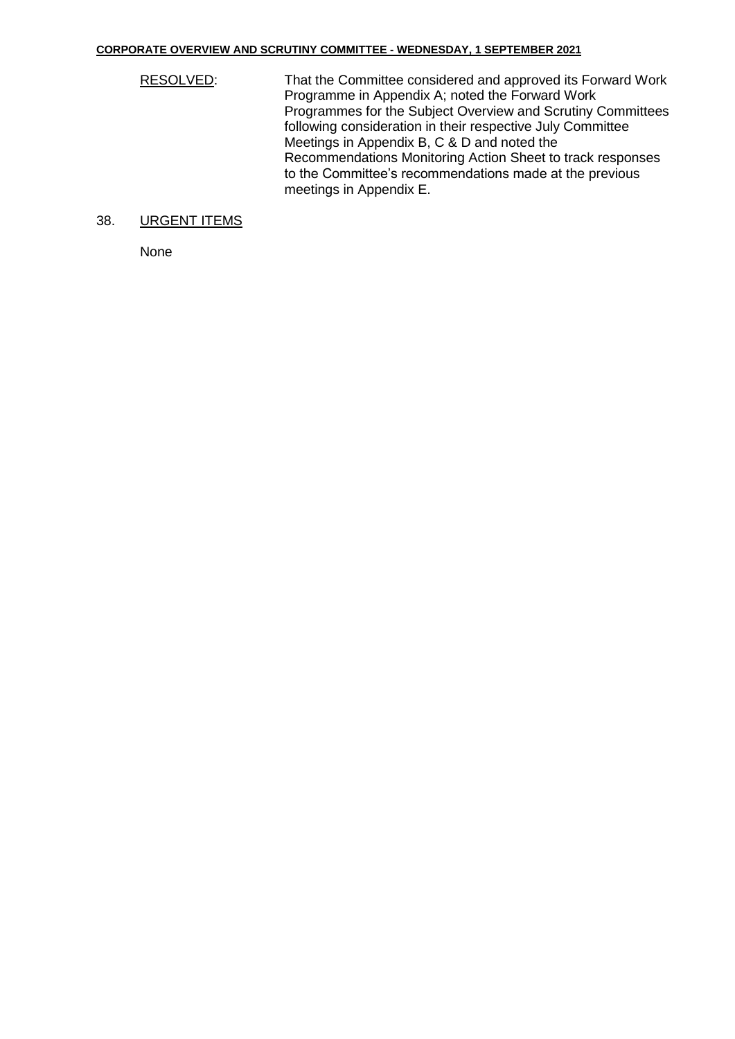RESOLVED: That the Committee considered and approved its Forward Work Programme in Appendix A; noted the Forward Work Programmes for the Subject Overview and Scrutiny Committees following consideration in their respective July Committee Meetings in Appendix B, C & D and noted the Recommendations Monitoring Action Sheet to track responses to the Committee's recommendations made at the previous meetings in Appendix E.

## 38. URGENT ITEMS

None